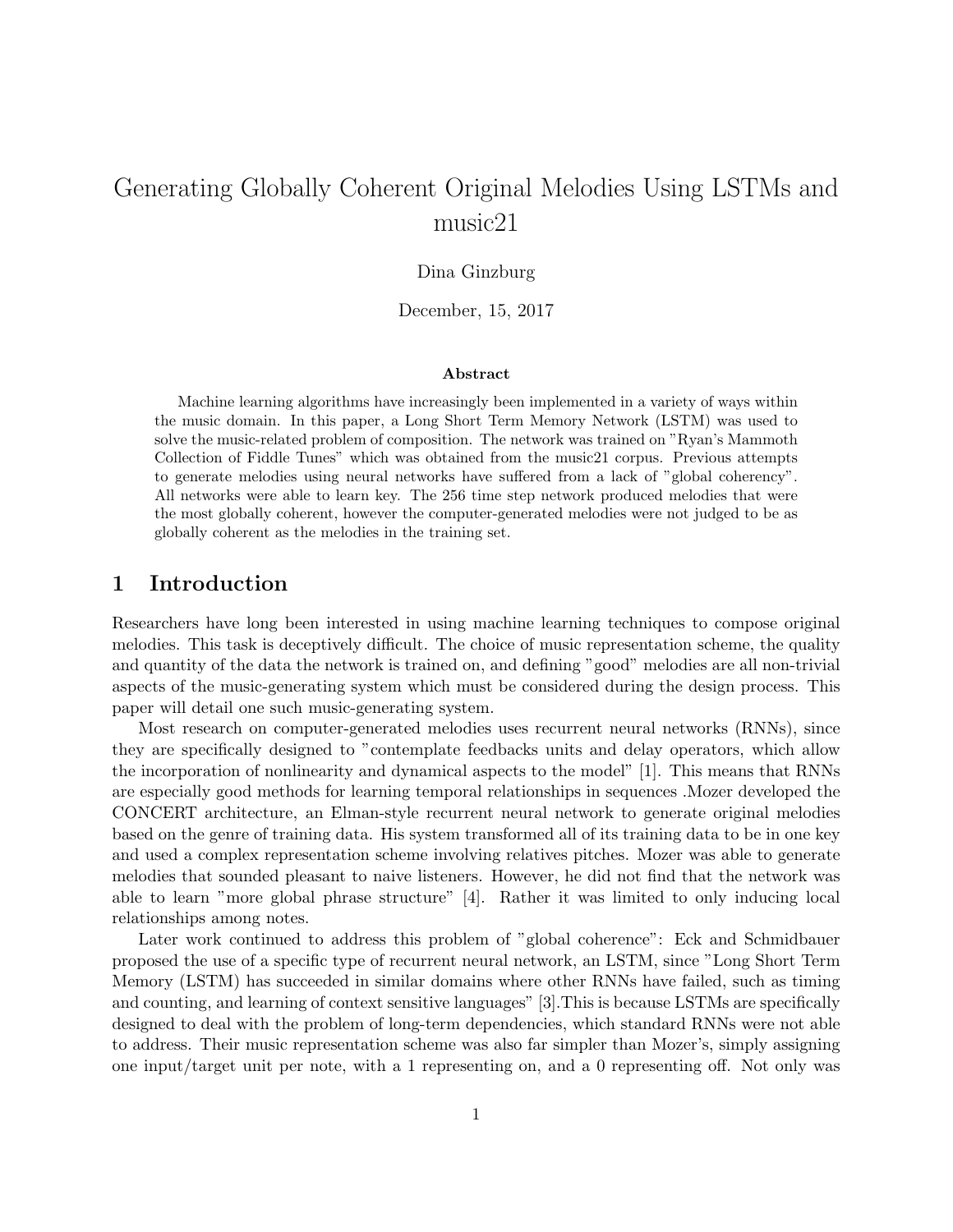# Generating Globally Coherent Original Melodies Using LSTMs and music21

Dina Ginzburg

December, 15, 2017

**Abstract**

Machine learning algorithms have increasingly been implemented in a variety of ways within the music domain. In this paper, a Long Short Term Memory Network (LSTM) was used to solve the music-related problem of composition. The network was trained on "Ryan's Mammoth Collection of Fiddle Tunes" which was obtained from the music21 corpus. Previous attempts to generate melodies using neural networks have suffered from a lack of "global coherency". All networks were able to learn key. The 256 time step network produced melodies that were the most globally coherent, however the computer-generated melodies were not judged to be as globally coherent as the melodies in the training set.

## 1 Introduction

Researchers have long been interested in using machine learning techniques to compose original melodies. This task is deceptively difficult. The choice of music representation scheme, the quality and quantity of the data the network is trained on, and defining "good" melodies are all non-trivial aspects of the music-generating system which must be considered during the design process. This paper will detail one such music-generating system.

Most research on computer-generated melodies uses recurrent neural networks (RNNs), since they are specifically designed to "contemplate feedbacks units and delay operators, which allow the incorporation of nonlinearity and dynamical aspects to the model" [1]. This means that RNNs are especially good methods for learning temporal relationships in sequences .Mozer developed the CONCERT architecture, an Elman-style recurrent neural network to generate original melodies based on the genre of training data. His system transformed all of its training data to be in one key and used a complex representation scheme involving relatives pitches. Mozer was able to generate melodies that sounded pleasant to naive listeners. However, he did not find that the network was able to learn "more global phrase structure" [4]. Rather it was limited to only inducing local relationships among notes.

Later work continued to address this problem of "global coherence": Eck and Schmidbauer proposed the use of a specific type of recurrent neural network, an LSTM, since "Long Short Term Memory (LSTM) has succeeded in similar domains where other RNNs have failed, such as timing and counting, and learning of context sensitive languages" [3].This is because LSTMs are specifically designed to deal with the problem of long-term dependencies, which standard RNNs were not able to address. Their music representation scheme was also far simpler than Mozer's, simply assigning one input/target unit per note, with a 1 representing on, and a 0 representing off. Not only was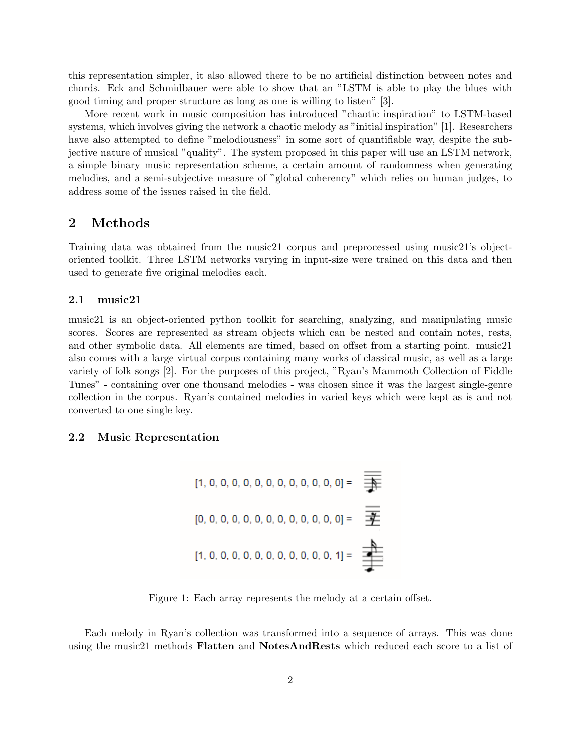this representation simpler, it also allowed there to be no artificial distinction between notes and chords. Eck and Schmidbauer were able to show that an "LSTM is able to play the blues with good timing and proper structure as long as one is willing to listen" [3].

More recent work in music composition has introduced "chaotic inspiration" to LSTM-based systems, which involves giving the network a chaotic melody as "initial inspiration" [1]. Researchers have also attempted to define "melodiousness" in some sort of quantifiable way, despite the subjective nature of musical "quality". The system proposed in this paper will use an LSTM network, a simple binary music representation scheme, a certain amount of randomness when generating melodies, and a semi-subjective measure of "global coherency" which relies on human judges, to address some of the issues raised in the field.

## 2 Methods

Training data was obtained from the music21 corpus and preprocessed using music21's object-oriented toolkit. Three LSTM networks varying in input-size were trained on this data and then used to generate five original melodies each.

### 2.1 music21

music21 is an object-oriented python toolkit for searching, analyzing, and manipulating music scores. Scores are represented as stream objects which can be nested and contain notes, rests, and other symbolic data. All elements are timed, based on offset from a starting point. music21 also comes with a large virtual corpus containing many works of classical music, as well as a large variety of folk songs [2]. For the purposes of this project, "Ryan's Mammoth Collection of Fiddle Tunes" - containing over one thousand melodies - was chosen since it was the largest single-genre collection in the corpus. Ryan's contained melodies in varied keys which were kept as is and not converted to one single key.

### 2.2 Music Representation

[1, 0, 0, 0, 0, 0, 0, 0, 0, 0, 0, 0, 0] =

[0, 0, 0, 0, 0, 0, 0, 0, 0, 0, 0, 0, 0] =

[1, 0, 0, 0, 0, 0, 0, 0, 0, 0, 0, 0, 1] =

Figure 1: Each array represents the melody at a certain offset.

Each melody in Ryan's collection was transformed into a sequence of arrays. This was done using the music21 methods **Flatten** and **NotesAndRests** which reduced each score to a list of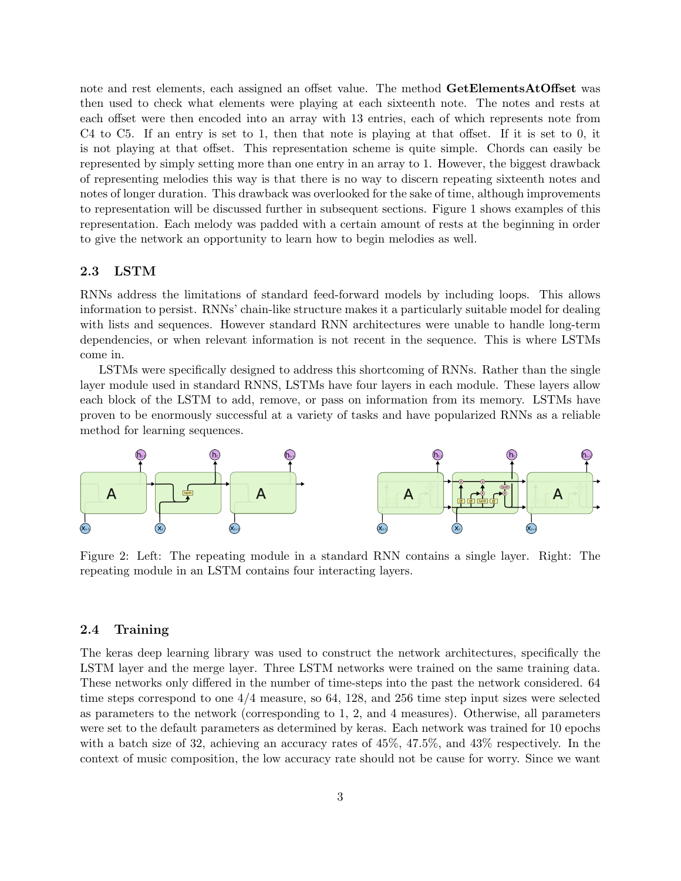note and rest elements, each assigned an offset value. The method **GetElementsAtOffset** was then used to check what elements were playing at each sixteenth note. The notes and rests at each offset were then encoded into an array with 13 entries, each of which represents note from C4 to C5. If an entry is set to 1, then that note is playing at that offset. If it is set to 0, it is not playing at that offset. This representation scheme is quite simple. Chords can easily be represented by simply setting more than one entry in an array to 1. However, the biggest drawback of representing melodies this way is that there is no way to discern repeating sixteenth notes and notes of longer duration. This drawback was overlooked for the sake of time, although improvements to representation will be discussed further in subsequent sections. Figure 1 shows examples of this representation. Each melody was padded with a certain amount of rests at the beginning in order to give the network an opportunity to learn how to begin melodies as well.

### 2.3 LSTM

RNNs address the limitations of standard feed-forward models by including loops. This allows information to persist. RNNs' chain-like structure makes it a particularly suitable model for dealing with lists and sequences. However standard RNN architectures were unable to handle long-term dependencies, or when relevant information is not recent in the sequence. This is where LSTMs come in.

LSTMs were specifically designed to address this shortcoming of RNNs. Rather than the single layer module used in standard RNNS, LSTMs have four layers in each module. These layers allow each block of the LSTM to add, remove, or pass on information from its memory. LSTMs have proven to be enormously successful at a variety of tasks and have popularized RNNs as a reliable method for learning sequences.

Figure 2: Left: The repeating module in a standard RNN contains a single layer. Right: The repeating module in an LSTM contains four interacting layers.

### 2.4 Training

The keras deep learning library was used to construct the network architectures, specifically the LSTM layer and the merge layer. Three LSTM networks were trained on the same training data. These networks only differed in the number of time-steps into the past the network considered. 64 time steps correspond to one 4/4 measure, so 64, 128, and 256 time step input sizes were selected as parameters to the network (corresponding to 1, 2, and 4 measures). Otherwise, all parameters were set to the default parameters as determined by keras. Each network was trained for 10 epochs with a batch size of 32, achieving an accuracy rates of 45%, 47.5%, and 43% respectively. In the context of music composition, the low accuracy rate should not be cause for worry. Since we want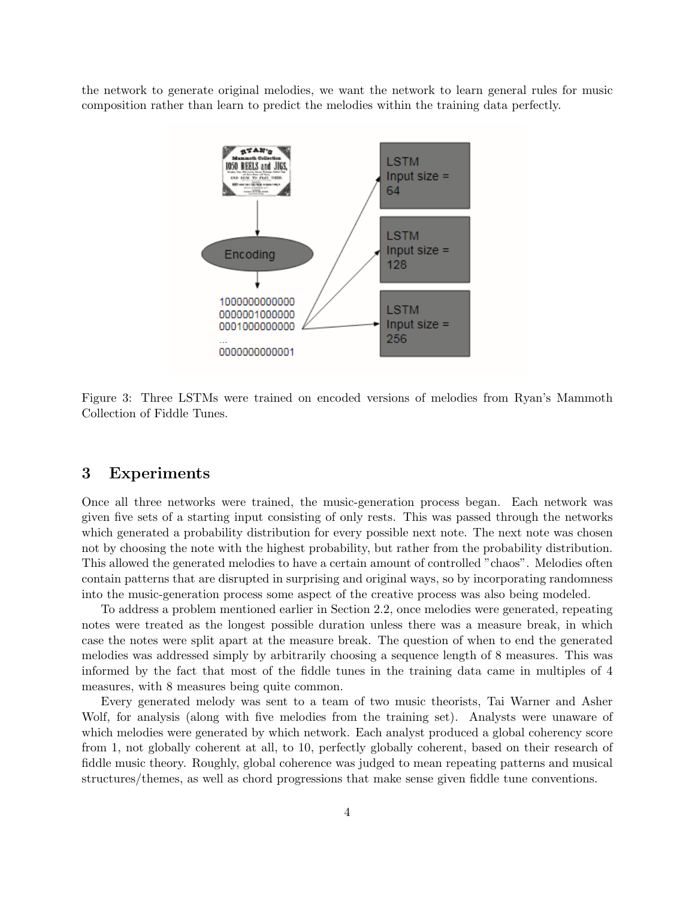the network to generate original melodies, we want the network to learn general rules for music composition rather than learn to predict the melodies within the training data perfectly.

Figure 3: Three LSTMs were trained on encoded versions of melodies from Ryan's Mammoth Collection of Fiddle Tunes.

## 3 Experiments

Once all three networks were trained, the music-generation process began. Each network was given five sets of a starting input consisting of only rests. This was passed through the networks which generated a probability distribution for every possible next note. The next note was chosen not by choosing the note with the highest probability, but rather from the probability distribution. This allowed the generated melodies to have a certain amount of controlled "chaos". Melodies often contain patterns that are disrupted in surprising and original ways, so by incorporating randomness into the music-generation process some aspect of the creative process was also being modeled.

To address a problem mentioned earlier in Section 2.2, once melodies were generated, repeating notes were treated as the longest possible duration unless there was a measure break, in which case the notes were split apart at the measure break. The question of when to end the generated melodies was addressed simply by arbitrarily choosing a sequence length of 8 measures. This was informed by the fact that most of the fiddle tunes in the training data came in multiples of 4 measures, with 8 measures being quite common.

Every generated melody was sent to a team of two music theorists, Tai Warner and Asher Wolf, for analysis (along with five melodies from the training set). Analysts were unaware of which melodies were generated by which network. Each analyst produced a global coherency score from 1, not globally coherent at all, to 10, perfectly globally coherent, based on their research of fiddle music theory. Roughly, global coherence was judged to mean repeating patterns and musical structures/themes, as well as chord progressions that make sense given fiddle tune conventions.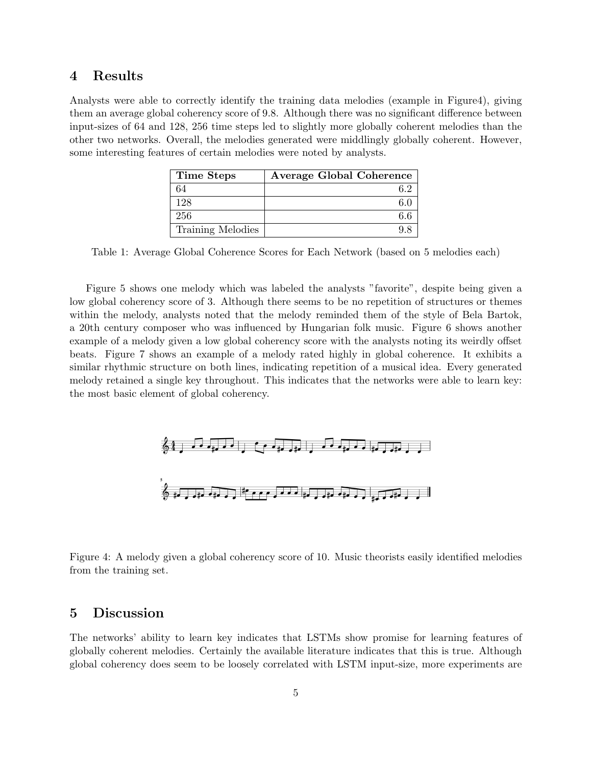## 4 Results

Analysts were able to correctly identify the training data melodies (example in Figure4), giving them an average global coherency score of 9.8. Although there was no significant difference between input-sizes of 64 and 128, 256 time steps led to slightly more globally coherent melodies than the other two networks. Overall, the melodies generated were middlingly globally coherent. However, some interesting features of certain melodies were noted by analysts.

| Time Steps | Average Global Coherence |
|---|---|
| 64 | 6.2 |
| 128 | 6.0 |
| 256 | 6.6 |
| Training Melodies | 9.8 |

Table 1: Average Global Coherence Scores for Each Network (based on 5 melodies each)

Figure 5 shows one melody which was labeled the analysts "favorite", despite being given a low global coherency score of 3. Although there seems to be no repetition of structures or themes within the melody, analysts noted that the melody reminded them of the style of Bela Bartok, a 20th century composer who was influenced by Hungarian folk music. Figure 6 shows another example of a melody given a low global coherency score with the analysts noting its weirdly offset beats. Figure 7 shows an example of a melody rated highly in global coherence. It exhibits a similar rhythmic structure on both lines, indicating repetition of a musical idea. Every generated melody retained a single key throughout. This indicates that the networks were able to learn key: the most basic element of global coherency.

Figure 4: A melody given a global coherency score of 10. Music theorists easily identified melodies from the training set.

## 5 Discussion

The networks' ability to learn key indicates that LSTMs show promise for learning features of globally coherent melodies. Certainly the available literature indicates that this is true. Although global coherency does seem to be loosely correlated with LSTM input-size, more experiments are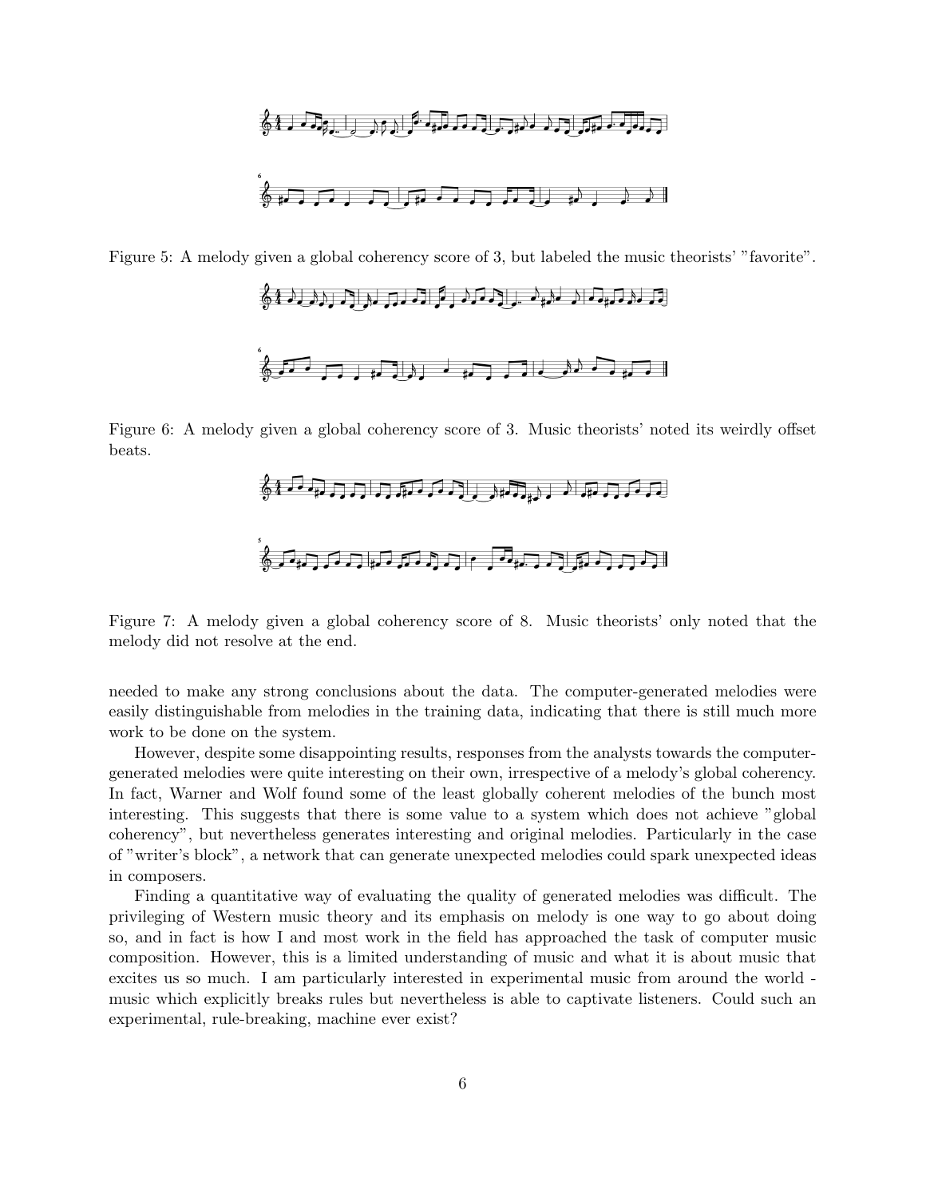Figure 5: A melody given a global coherency score of 3, but labeled the music theorists' "favorite".

Figure 6: A melody given a global coherency score of 3. Music theorists' noted its weirdly offset beats.

Figure 7: A melody given a global coherency score of 8. Music theorists' only noted that the melody did not resolve at the end.

needed to make any strong conclusions about the data. The computer-generated melodies were easily distinguishable from melodies in the training data, indicating that there is still much more work to be done on the system.

However, despite some disappointing results, responses from the analysts towards the computer-generated melodies were quite interesting on their own, irrespective of a melody's global coherency. In fact, Warner and Wolf found some of the least globally coherent melodies of the bunch most interesting. This suggests that there is some value to a system which does not achieve "global coherency", but nevertheless generates interesting and original melodies. Particularly in the case of "writer's block", a network that can generate unexpected melodies could spark unexpected ideas in composers.

Finding a quantitative way of evaluating the quality of generated melodies was difficult. The privileging of Western music theory and its emphasis on melody is one way to go about doing so, and in fact is how I and most work in the field has approached the task of computer music composition. However, this is a limited understanding of music and what it is about music that excites us so much. I am particularly interested in experimental music from around the world - music which explicitly breaks rules but nevertheless is able to captivate listeners. Could such an experimental, rule-breaking, machine ever exist?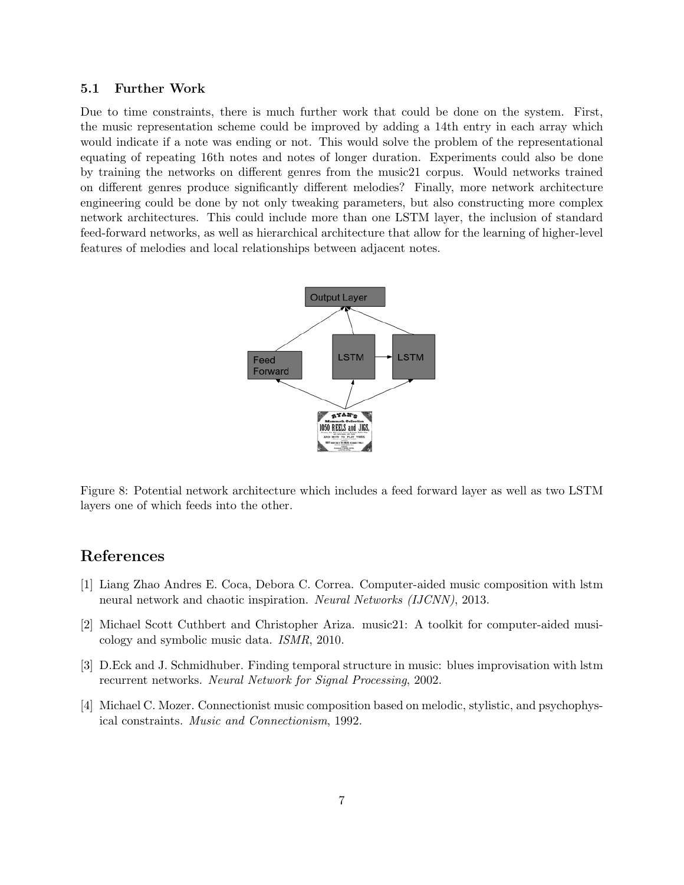### 5.1 Further Work

Due to time constraints, there is much further work that could be done on the system. First, the music representation scheme could be improved by adding a 14th entry in each array which would indicate if a note was ending or not. This would solve the problem of the representational equating of repeating 16th notes and notes of longer duration. Experiments could also be done by training the networks on different genres from the music21 corpus. Would networks trained on different genres produce significantly different melodies? Finally, more network architecture engineering could be done by not only tweaking parameters, but also constructing more complex network architectures. This could include more than one LSTM layer, the inclusion of standard feed-forward networks, as well as hierarchical architecture that allow for the learning of higher-level features of melodies and local relationships between adjacent notes.

Output Layer

Feed Forward

LSTM

LSTM

Figure 8: Potential network architecture which includes a feed forward layer as well as two LSTM layers one of which feeds into the other.

## References

[1] Liang Zhao Andres E. Coca, Debora C. Correa. Computer-aided music composition with lstm neural network and chaotic inspiration. *Neural Networks (IJCNN)*, 2013.

[2] Michael Scott Cuthbert and Christopher Ariza. music21: A toolkit for computer-aided musicology and symbolic music data. *ISMR*, 2010.

[3] D.Eck and J. Schmidhuber. Finding temporal structure in music: blues improvisation with lstm recurrent networks. *Neural Network for Signal Processing*, 2002.

[4] Michael C. Mozer. Connectionist music composition based on melodic, stylistic, and psychophysical constraints. *Music and Connectionism*, 1992.